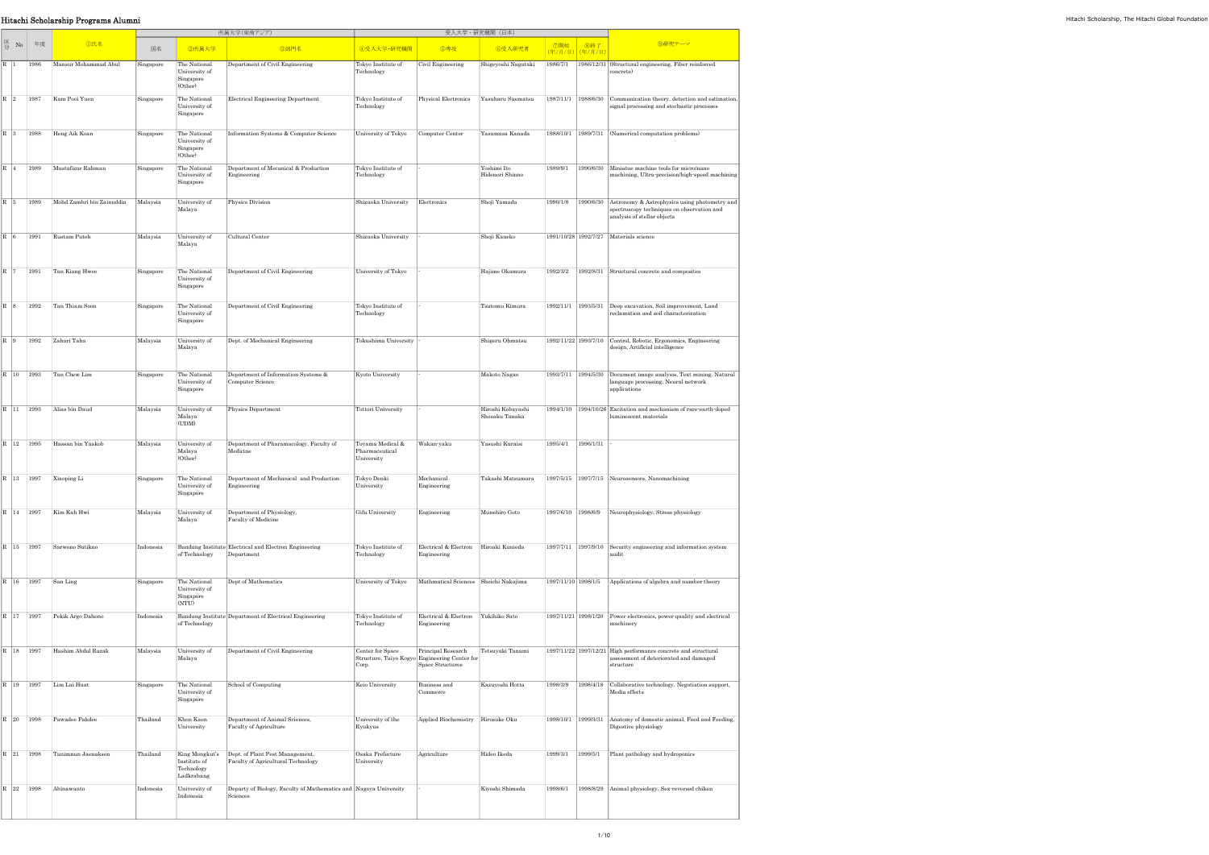# Hitachi Scholarship Programs Alumni

| 区分 | No | 年度 | ①氏名 | 所属大学(東南アジア) | | | 受入大学・研究機関(日本) | | | | | ⑩研究テーマ |
|---|---|---|---|---|---|---|---|---|---|---|---|---|
| | | | | 国名 | ②所属大学 | ③部門名 | ④受入大学・研究機関 | ⑤専攻 | ⑥受入研究者 | ⑦開始(年/月/日) | ⑧終了(年/月/日) | |
| R | 1 | 1986 | Mansur Mohammad Abul | Singapore | The National University of Singapore (Other) | Department of Civil Engineering | Tokyo Institute of Technology | Civil Engineering | Shigeyoshi Nagataki | 1986/7/1 | 1986/12/31 | (Structural engineering, Fiber reinforced concrete) |
| R | 2 | 1987 | Kam Pooi Yuen | Singapore | The National University of Singapore | Electrical Engineering Department | Tokyo Institute of Technology | Physical Electronics | Yasuharu Suematsu | 1987/11/1 | 1988/6/30 | Communication theory, detection and estimation, signal processing and stochastic processes |
| R | 3 | 1988 | Heng Aik Koan | Singapore | The National University of Singapore (Other) | Information Systems & Computer Science | University of Tokyo | Computer Center | Yasumasa Kanada | 1988/10/1 | 1989/7/31 | (Numerical computation problems) |
| R | 4 | 1989 | Mustafizur Rahman | Singapore | The National University of Singapore | Department of Mecanical & Production Engineering | Tokyo Institute of Technology | - | Yoshimi Ito Hidenori Shinno | 1989/9/1 | 1990/6/30 | Miniatue machine tools for micro/nano machining, Ultra-precision/high-speed machining |
| R | 5 | 1989 | Mohd Zambri bin Zainuddin | Malaysia | University of Malaya | Physics Division | Shizuoka University | Electronics | Shoji Yamada | 1990/1/8 | 1990/6/30 | Astronomy & Astrophysics using photometry and spectroscopy techniques on observation and analysis of stellar objects |
| R | 6 | 1991 | Rustam Puteh | Malaysia | University of Malaya | Cultural Center | Shizuoka University | - | Shoji Kaneko | 1991/10/28 | 1992/7/27 | Materials science |
| R | 7 | 1991 | Tan Kiang Hwee | Singapore | The National University of Singapore | Department of Civil Engineering | University of Tokyo | - | Hajime Okamura | 1992/3/2 | 1992/8/31 | Structural concrete and composites |
| R | 8 | 1992 | Tan Thiam Soon | Singapore | The National University of Singapore | Department of Civil Engineering | Tokyo Institute of Technology | - | Tsutomu Kimura | 1992/11/1 | 1993/5/31 | Deep excavation, Soil improvement, Land reclamation and soil characterization |
| R | 9 | 1992 | Zahari Taha | Malaysia | University of Malaya | Dept. of Mechanical Engineering | Tokushima University | - | Shigeru Ohmatsu | 1992/11/22 | 1993/7/10 | Control, Robotic, Ergonomics, Engineering design, Artificial intelligence |
| R | 10 | 1993 | Tan Chew Lim | Singapore | The National University of Singapore | Department of Information Systems & Computer Science | Kyoto University | - | Makoto Nagao | 1993/7/11 | 1994/5/30 | Document image analysis, Text mining, Natural language processing, Neural network applications |
| R | 11 | 1993 | Alias bin Daud | Malaysia | University of Malaya (UDM) | Physics Department | Tottori University | - | Hiroshi Kobayashi Shosaku Tanaka | 1994/1/10 | 1994/10/26 | Excitation and mechanism of rare-earth-doped luminescent materials |
| R | 12 | 1995 | Hassan bin Yaakob | Malaysia | University of Malaya (Other) | Department of Pharamacology, Faculty of Medicine | Toyama Medical & Pharmaceutical University | Wakan-yaku | Yasushi Kuraisi | 1995/4/1 | 1996/1/31 | - |
| R | 13 | 1997 | Xiaoping Li | Singapore | The National University of Singapore | Department of Mechanical and Production Engineering | Tokyo Denki University | Mechanical Engineering | Takashi Matsumura | 1997/5/15 | 1997/7/15 | Neurosensors, Nanomachining |
| R | 14 | 1997 | Kim Kah Hwi | Malaysia | University of Malaya | Department of Physiology, Faculty of Medicine | Gifu University | Engineering | Munehiro Goto | 1997/6/10 | 1998/6/9 | Neurophysiology, Stress physiology |
| R | 15 | 1997 | Sarwono Sutikno | Indonesia | Bandung Institute of Technology | Electrical and Electron Engineering Department | Tokyo Institute of Technology | Electrical & Electron Engineering | Hiroaki Kunieda | 1997/7/11 | 1997/9/10 | Security engineering and information system audit |
| R | 16 | 1997 | San Ling | Singapore | The National University of Singapore (NTU) | Dept of Mathematics | University of Tokyo | Mathmatical Sciences | Shoichi Nakajima | 1997/11/10 | 1998/1/5 | Applications of algebra and number theory |
| R | 17 | 1997 | Pekik Argo Dahono | Indonesia | Bandung Institute of Technology | Department of Electrical Engineering | Tokyo Institute of Technology | Electrical & Electron Engineering | Yukihiko Sato | 1997/11/21 | 1998/1/20 | Power electronics, power quality and electrical machinery |
| R | 18 | 1997 | Hashim Abdul Razak | Malaysia | University of Malaya | Department of Civil Engineering | Center for Space Structure, Taiyo Kogyo Corp. | Principal Research Engineering Center for Space Structures | Tetsuyuki Tanami | 1997/11/22 | 1997/12/21 | High performance concrete and structural assessment of deteriorated and damaged structure |
| R | 19 | 1997 | Lim Lai Huat | Singapore | The National University of Singapore | School of Computing | Keio University | Business and Commerce | Kazuyoshi Hotta | 1998/3/9 | 1998/4/18 | Collaborative technology, Negotiation support, Media effects |
| R | 20 | 1998 | Pawadee Pakdee | Thailand | Khon Kaen University | Department of Animal Sciences, Faculty of Agriculture | University of the Ryukyus | Applied Biochemistry | Hirosuke Oku | 1998/10/1 | 1999/3/31 | Anatomy of domestic animal, Feed and Feeding, Digestive physiology |
| R | 21 | 1998 | Tanimnun Jaenaksorn | Thailand | King Mongkut's Institute of Technology Ladkrabang | Dept. of Plant Pest Management, Faculty of Agricultural Technology | Osaka Prefecture University | Agriculture | Hideo Ikeda | 1999/3/1 | 1999/5/1 | Plant pathology and hydroponics |
| R | 22 | 1998 | Abinawanto | Indonesia | University of Indonesia | Departy of Biology, Faculty of Mathematics and Sciences | Nagoya University | - | Kiyoshi Shimada | 1998/6/1 | 1998/8/29 | Animal physiology, Sex-reversed chiken |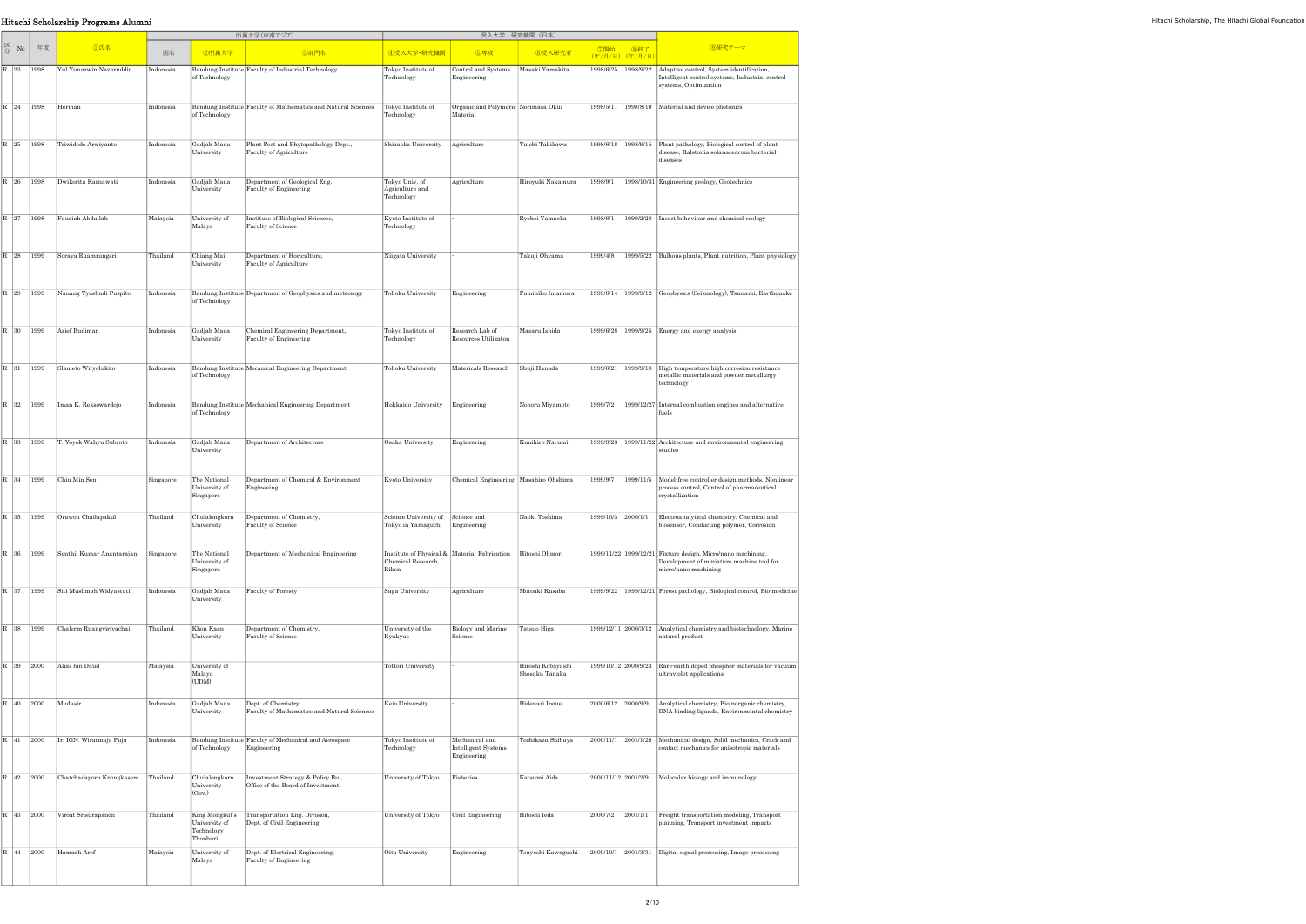| 区分 | No | 年度 | ①氏名 | 所属大学（東南アジア） | | | 受入大学・研究機関（日本） | | | | | ⑨研究テーマ |
|---|---|---|---|---|---|---|---|---|---|---|---|---|
| | | | | 国名 | ②所属大学 | ③部門名 | ④受入大学･研究機関 | ⑤専攻 | ⑥受入研究者 | ⑦開始（年/月/日） | ⑧終了（年/月/日） | |
| R | 23 | 1998 | Yul Yunazwin Nazaruddin | Indonesia | Bandung Institute of Technology | Faculty of Industrial Technology | Tokyo Institute of Technology | Control and Systems Engineering | Masaki Yamakita | 1998/6/25 | 1998/9/22 | Adaptive control, System identification, Intelligent control systems, Industrial control systems, Optimization |
| R | 24 | 1998 | Herman | Indonesia | Bandung Institute of Technology | Faculty of Mathematics and Natural Sciences | Tokyo Institute of Technology | Organic and Polymeric Material | Norimasa Okui | 1998/5/11 | 1998/8/10 | Material and device photonics |
| R | 25 | 1998 | Triwidodo Arwiyanto | Indonesia | Gadjah Mada University | Plant Pest and Phytopathology Dept., Faculty of Agriculture | Shizuoka University | Agriculture | Yuichi Takikawa | 1998/6/18 | 1998/9/15 | Plant pathology, Biological control of plant disease, Ralstonia solanacearum bacterial diseases |
| R | 26 | 1998 | Dwikorita Karnawati | Indonesia | Gadjah Mada University | Department of Geological Eng., Faculty of Engineering | Tokyo Univ. of Agriculture and Technology | Agriculture | Hiroyuki Nakamura | 1998/9/1 | 1998/10/31 | Engineering geology, Geotechnics |
| R | 27 | 1998 | Fauziah Abdullah | Malaysia | University of Malaya | Institute of Biological Sciences, Faculty of Science | Kyoto Institute of Technology | - | Ryohei Yamaoka | 1998/6/1 | 1999/2/28 | Insect behaviour and chemical ecology |
| R | 28 | 1999 | Soraya Ruamrungsri | Thailand | Chiang Mai University | Department of Horticulture, Faculty of Agriculture | Niigata University | - | Takuji Ohyama | 1999/4/8 | 1999/5/22 | Bulbous plants, Plant nutrition, Plant physiology |
| R | 29 | 1999 | Nanang Tyasbudi Puspito | Indonesia | Bandung Institute of Technology | Department of Geophysics and meteorogy | Tohoku University | Engineering | Fumihiko Imamura | 1999/6/14 | 1999/9/12 | Geophysics (Seismology), Tsunami, Earthquake |
| R | 30 | 1999 | Arief Budiman | Indonesia | Gadjah Mada University | Chemical Engineering Department, Faculty of Engineering | Tokyo Institute of Technology | Research Lab of Resources Utilizaton | Masaru Ishida | 1999/6/28 | 1999/9/25 | Energy and exergy analysis |
| R | 31 | 1999 | Slameto Wiryolukito | Indonesia | Bandung Institute of Technology | Mecanical Engineering Department | Tohoku University | Matericals Research | Shuji Hanada | 1999/6/21 | 1999/9/18 | High temperature high corrosion resistance metallic materials and powder metallurgy technology |
| R | 32 | 1999 | Iman K. Reksowardojo | Indonesia | Bandung Institute of Technology | Mechanical Engineering Department | Hokkaido University | Engineering | Noboru Miyamoto | 1999/7/2 | 1999/12/27 | Internal combustion engines and alternative fuels |
| R | 33 | 1999 | T. Yoyok Wahyu Subroto | Indonesia | Gadjah Mada University | Department of Architecture | Osaka University | Engineering | Kunihiro Narumi | 1999/8/23 | 1999/11/22 | Architecture and environmental engineering studies |
| R | 34 | 1999 | Chiu Min Sen | Singapore | The National University of Singapore | Department of Chemical & Environment Engineering | Kyoto University | Chemical Engineering | Masahiro Ohshima | 1999/9/7 | 1999/11/5 | Model-free controller design methods, Nonlinear process control, Control of pharmaceutical crystallization |
| R | 35 | 1999 | Orawon Chailapakul | Thailand | Chulalongkorn University | Department of Chemistry, Faculty of Science | Science University of Tokyo in Yamaguchi | Science and Engineering | Naoki Toshima | 1999/10/3 | 2000/1/1 | Electroanalytical chemistry, Chemical and biosensor, Conducting polymer, Corrosion |
| R | 36 | 1999 | Senthil Kumar Anantarajan | Singapore | The National University of Singapore | Department of Mechanical Engineering | Institute of Physical & Chemical Research, Riken | Material Fabrication | Hitoshi Ohmori | 1999/11/22 | 1999/12/21 | Fixture design, Micro/nano machining, Development of miniature machine tool for micro/nano machining |
| R | 37 | 1999 | Siti Muslimah Widyastuti | Indonesia | Gadjah Mada University | Faculty of Forestry | Saga University | Agriculture | Motoaki Kusaba | 1999/9/22 | 1999/12/21 | Forest pathology, Biological control, Bio-medicine |
| R | 38 | 1999 | Chalerm Ruangviriyachai | Thailand | Khon Kaen University | Department of Chemistry, Faculty of Science | University of the Ryukyus | Biology and Marine Science | Tatsuo Higa | 1999/12/11 | 2000/3/12 | Analytical chemistry and biotechnology, Marine natural product |
| R | 39 | 2000 | Alias bin Daud | Malaysia | University of Malaya (UDM) | | Tottori University | - | Hiroshi Kobayashi Shosaku Tanaka | 1999/10/12 | 2000/9/23 | Rare-earth doped phosphor materials for vacuum ultraviolet applications |
| R | 40 | 2000 | Mudasir | Indonesia | Gadjah Mada University | Dept. of Chemistry, Faculty of Mathematics and Natural Sciences | Keio University | - | Hidenari Inoue | 2000/6/12 | 2000/9/9 | Analytical chemistry, Bioinorganic chemistry, DNA binding ligands, Environmental chemistry |
| R | 41 | 2000 | Ir. IGN. Wiratmaja Puja | Indonesia | Bandung Institute of Technology | Faculty of Mechanical and Aerospace Engineering | Tokyo Institute of Technology | Mechanical and Intelligent Systems Engineering | Toshikazu Shibuya | 2000/11/1 | 2001/1/29 | Mechanical design, Solid mechanics, Crack and contact mechanics for anisotropic materials |
| R | 42 | 2000 | Chatchadaporn Krungkasem | Thailand | Chulalongkorn University (Gov.) | Investment Strategy & Policy Bu., Office of the Board of Investment | University of Tokyo | Fisheries | Katsumi Aida | 2000/11/12 | 2001/2/9 | Molecular biology and immunology |
| R | 43 | 2000 | Viroat Srisurapanon | Thailand | King Mongkut's University of Technology Thonburi | Transportation Eng. Division, Dept. of Civil Engineering | University of Tokyo | Civil Engineering | Hitoshi Ieda | 2000/7/2 | 2001/1/1 | Freight transportation modeling, Transport planning, Transport investment impacts |
| R | 44 | 2000 | Hamzah Arof | Malaysia | University of Malaya | Dept. of Electrical Engineering, Faculty of Engineering | Oita University | Engineering | Tsuyoshi Kawaguchi | 2000/10/1 | 2001/3/31 | Digital signal processing, Image processing |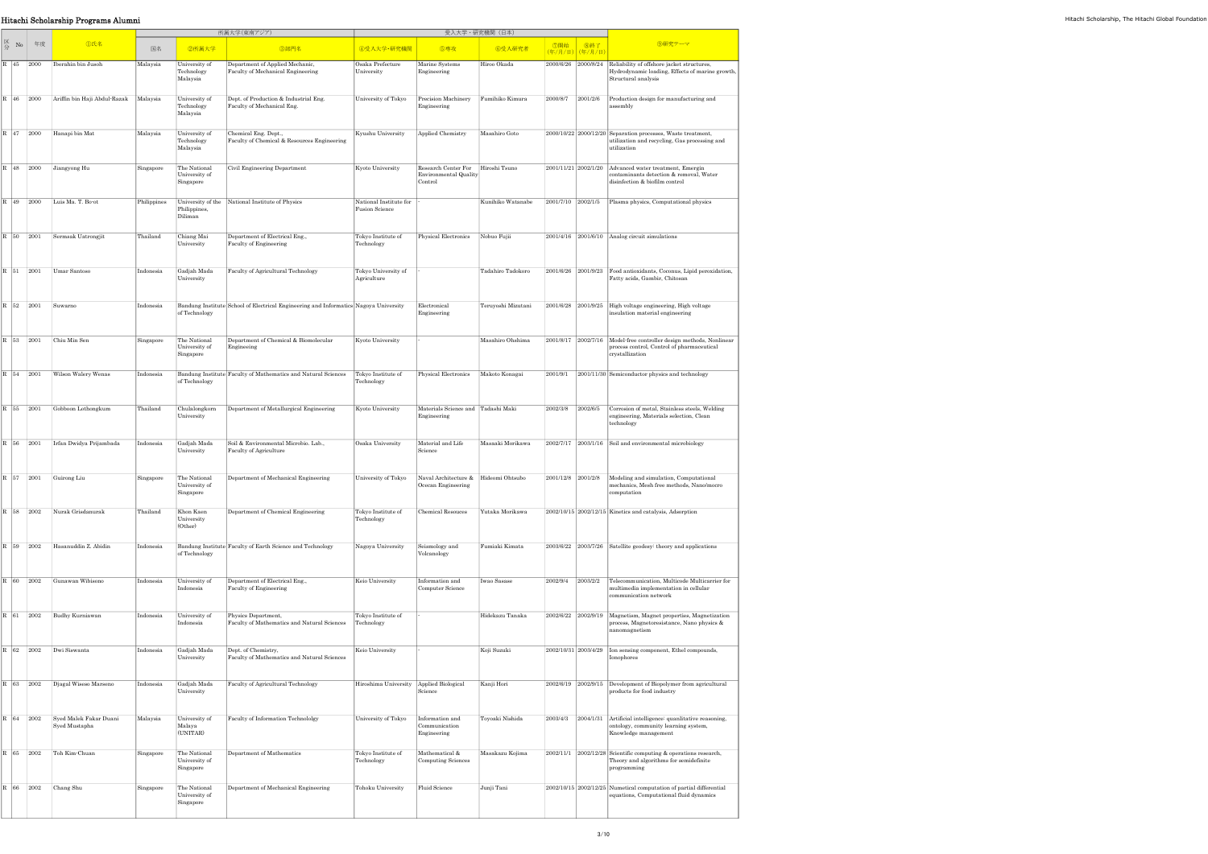# Hitachi Scholarship Programs Alumni

| 区分 | No | 年度 | ①氏名 | 所属大学(東南アジア) | | | 受入大学・研究機関（日本） | | | | | ⑨研究テーマ |
|---|---|---|---|---|---|---|---|---|---|---|---|---|
| | | | | 国名 | ②所属大学 | ③部門名 | ④受入大学･研究機関 | ⑤専攻 | ⑥受入研究者 | ⑦開始 (年/月/日) | ⑧終了 (年/月/日) | |
| R | 45 | 2000 | Iberahin bin Jusoh | Malaysia | University of Technology Malaysia | Department of Applied Mechanic, Faculty of Mechanical Engineering | Osaka Prefecture University | Marine Systems Engineering | Hiroo Okada | 2000/6/26 | 2000/8/24 | Reliability of offshore jacket structures, Hydrodynamic loading, Effects of marine growth, Structural analysis |
| R | 46 | 2000 | Ariffin bin Haji Abdul-Razak | Malaysia | University of Technology Malaysia | Dept. of Production & Industrial Eng. Faculty of Mechanical Eng. | University of Tokyo | Precision Machinery Engineering | Fumihiko Kimura | 2000/8/7 | 2001/2/6 | Production design for manufacturing and assembly |
| R | 47 | 2000 | Hanapi bin Mat | Malaysia | University of Technology Malaysia | Chemical Eng. Dept., Faculty of Chemical & Resources Engineering | Kyushu University | Applied Chemistry | Masahiro Goto | 2000/10/22 | 2000/12/20 | Separation processes, Waste treatment, utilization and recycling, Gas processing and utilization |
| R | 48 | 2000 | Jiangyong Hu | Singapore | The National University of Singapore | Civil Engineering Department | Kyoto University | Research Center For Environmental Quality Control | Hiroshi Tsuno | 2001/11/21 | 2002/1/20 | Advanced water treatment, Emergin contaminants detection & removal, Water disinfection & biofilm control |
| R | 49 | 2000 | Luis Ma. T. Bo-ot | Philippines | University of the Philippines, Diliman | National Institute of Physics | National Institute for Fusion Science | - | Kunihiko Watanabe | 2001/7/10 | 2002/1/5 | Plasma physics, Computational physics |
| R | 50 | 2001 | Sermsak Uatrongjit | Thailand | Chiang Mai University | Department of Electrical Eng., Faculty of Engineering | Tokyo Institute of Technology | Physical Electronics | Nobuo Fujii | 2001/4/16 | 2001/6/10 | Analog circuit simulations |
| R | 51 | 2001 | Umar Santoso | Indonesia | Gadjah Mada University | Faculty of Agricultural Technology | Tokyo University of Agriculture | - | Tadahiro Tadokoro | 2001/6/26 | 2001/9/23 | Food antioxidants, Coconus, Lipid peroxidation, Fatty acids, Gambir, Chitosan |
| R | 52 | 2001 | Suwarno | Indonesia | Bandung Institute of Technology | School of Electrical Engineering and Informatics | Nagoya University | Electronical Engineering | Teruyoshi Mizutani | 2001/6/28 | 2001/9/25 | High voltage engineering, High voltage insulation material engineering |
| R | 53 | 2001 | Chiu Min Sen | Singapore | The National University of Singapore | Department of Chemical & Biomolecular Engineering | Kyoto University | - | Masahiro Ohshima | 2001/8/17 | 2002/7/16 | Model-free controller design methods, Nonlinear process control, Control of pharmaceutical crystallization |
| R | 54 | 2001 | Wilson Walery Wenas | Indonesia | Bandung Institute of Technology | Faculty of Mathematics and Natural Sciences | Tokyo Institute of Technology | Physical Electronics | Makoto Konagai | 2001/9/1 | 2001/11/30 | Semiconductor physics and technology |
| R | 55 | 2001 | Gobboon Lothongkum | Thailand | Chulalongkorn University | Department of Metallurgical Engineering | Kyoto University | Materials Science and Engineering | Tadashi Maki | 2002/3/8 | 2002/6/5 | Corrosion of metal, Stainless steels, Welding engineering, Materials selection, Clean technology |
| R | 56 | 2001 | Irfan Dwidya Prijambada | Indonesia | Gadjah Mada University | Soil & Environmental Microbio. Lab., Faculty of Agriculture | Osaka University | Material and Life Science | Masaaki Morikawa | 2002/7/17 | 2003/1/16 | Soil and environmental microbiology |
| R | 57 | 2001 | Guirong Liu | Singapore | The National University of Singapore | Department of Mechanical Engineering | University of Tokyo | Naval Architecture & Ocean Engineering | Hideomi Ohtsubo | 2001/12/8 | 2001/2/8 | Modeling and simulation, Computational mechanics, Mesh free methods, Nano/mcro computation |
| R | 58 | 2002 | Nurak Grisdanurak | Thailand | Khon Kaen University (Other) | Department of Chemical Engineering | Tokyo Institute of Technology | Chemical Resouces | Yutaka Morikawa | 2002/10/15 | 2002/12/15 | Kinetics and catalysis, Adsorption |
| R | 59 | 2002 | Hasanuddin Z. Abidin | Indonesia | Bandung Institute of Technology | Faculty of Earth Science and Technology | Nagoya University | Seismology and Volcanology | Fumiaki Kimata | 2003/6/22 | 2003/7/26 | Satellite geodesy: theory and applications |
| R | 60 | 2002 | Gunawan Wibisono | Indonesia | University of Indonesia | Department of Electrical Eng., Faculty of Engineering | Keio University | Information and Computer Science | Iwao Sasase | 2002/9/4 | 2003/2/2 | Telecommunication, Multicode Multicarrier for multimedia implementation in cellular communication network |
| R | 61 | 2002 | Budhy Kurniawan | Indonesia | University of Indonesia | Physics Department, Faculty of Mathematics and Natural Sciences | Tokyo Institute of Technology | - | Hidekazu Tanaka | 2002/6/22 | 2002/9/19 | Magnetism, Magnet properties, Magnetization process, Magnetoresistance, Nano physics & nanomagnetism |
| R | 62 | 2002 | Dwi Siswanta | Indonesia | Gadjah Mada University | Dept. of Chemistry, Faculty of Mathematics and Natural Sciences | Keio University | - | Koji Suzuki | 2002/10/31 | 2003/4/29 | Ion sensing component, Ethel compounds, Ionophores |
| R | 63 | 2002 | Djagal Wiseso Marseno | Indonesia | Gadjah Mada University | Faculty of Agricultural Technology | Hiroshima University | Applied Biological Science | Kanji Hori | 2002/6/19 | 2002/9/15 | Development of Biopolymer from agricultural products for food industry |
| R | 64 | 2002 | Syed Malek Fakar Duani Syed Mustapha | Malaysia | University of Malaya (UNITAR) | Faculty of Information Technololgy | University of Tokyo | Information and Communication Engineering | Toyoaki Nishida | 2003/4/3 | 2004/1/31 | Artificial intelligence: quanlitative reasoning, ontology, community learning system, Knowledge management |
| R | 65 | 2002 | Toh Kim-Chuan | Singapore | The National University of Singapore | Department of Mathematics | Tokyo Institute of Technology | Mathematical & Computing Sciences | Masakazu Kojima | 2002/11/1 | 2002/12/28 | Scientific computing & operations research, Theory and algorithms for semidefinite programming |
| R | 66 | 2002 | Chang Shu | Singapore | The National University of Singapore | Department of Mechanical Engineering | Tohoku University | Fluid Science | Junji Tani | 2002/10/15 | 2002/12/25 | Numetical computation of partial differential equations, Computational fluid dynamics |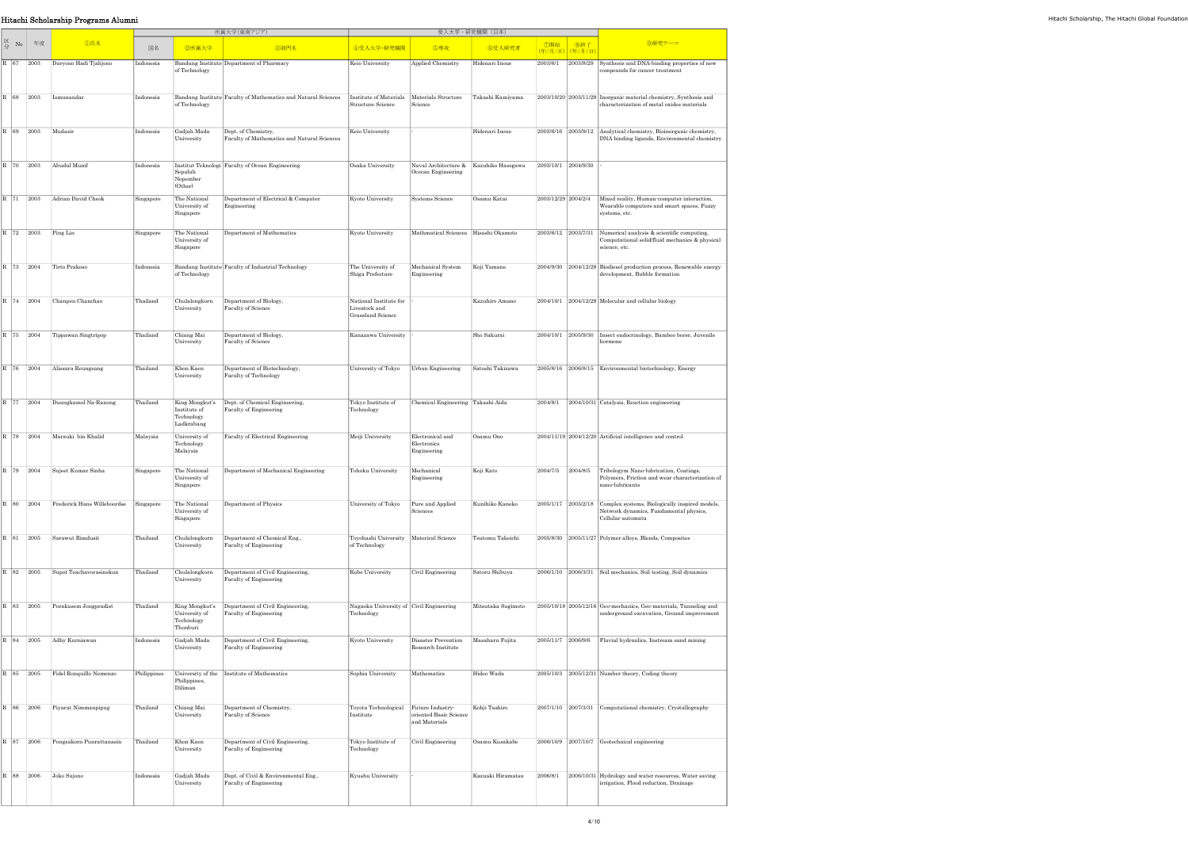# Hitachi Scholarship Programs Alumni

| 区分 | No | 年度 | ①氏名 | 所属大学（東南アジア） | | | 受入大学・研究機関（日本） | | | | | ⑨研究テーマ |
|---|---|---|---|---|---|---|---|---|---|---|---|---|
| | | | | 国名 | ②所属大学 | ③部門名 | ④受入大学・研究機関 | ⑤専攻 | ⑥受入研究者 | ⑦開始（年/月/日） | ⑧終了（年/月/日） | |
| R | 67 | 2003 | Daryono Hadi Tjahjono | Indonesia | Bandung Institute of Technology | Department of Pharmacy | Keio University | Applied Chemistry | Hidenari Inoue | 2003/6/1 | 2003/8/29 | Synthesis and DNA-binding properties of new compounds for cancer treatment |
| R | 68 | 2003 | Ismunandar | Indonesia | Bandung Institute of Technology | Faculty of Mathematics and Natural Sciences | Institute of Materials Structure Science | Materials Structure Science | Takashi Kamiyama | 2003/10/20 | 2003/11/29 | Inorganic material chemistry, Synthesis and characterization of metal oxides materials |
| R | 69 | 2003 | Mudasir | Indonesia | Gadjah Mada University | Dept. of Chemistry, Faculty of Mathematics and Natural Sciences | Keio University | - | Hidenari Inoue | 2003/6/16 | 2003/9/12 | Analytical chemistry, Bioinorganic chemistry, DNA binding ligands, Environmental chemistry |
| R | 70 | 2003 | Abudul Munif | Indonesia | Institut Teknologi Sepuluh Nopember (Other) | Faculty of Ocean Engineering | Osaka University | Naval Architecture & Ocean Engineering | Kazuhiko Hasegawa | 2003/10/1 | 2004/9/30 | - |
| R | 71 | 2003 | Adrian David Cheok | Singapore | The National University of Singapore | Department of Electrical & Computer Engineering | Kyoto University | Systems Science | Osamu Katai | 2003/12/29 | 2004/2/4 | Mixed reality, Human-computer interaction, Wearable computers and smart spaces, Fuzzy systems, etc. |
| R | 72 | 2003 | Ping Lin | Singapore | The National University of Singapore | Department of Mathematics | Kyoto University | Mathmatical Sciences | Hisashi Okamoto | 2003/6/12 | 2003/7/31 | Numerical analysis & scientific computing, Computational solid/fluid mechanics & physical science, etc. |
| R | 73 | 2004 | Tirto Prakoso | Indonesia | Bandung Institute of Technology | Faculty of Industrial Technology | The University of Shiga Prefecture | Mechanical System Engineering | Koji Yamane | 2004/9/30 | 2004/12/28 | Biodiesel production process, Renewable energy development, Bubble formation |
| R | 74 | 2004 | Chanpen Chanchao | Thailand | Chulalongkorn University | Department of Biology, Faculty of Science | National Institute for Livestock and Grassland Science | - | Kazuhiro Amano | 2004/10/1 | 2004/12/29 | Molecular and cellular biology |
| R | 75 | 2004 | Tippawan Singtripop | Thailand | Chiang Mai University | Department of Biology, Faculty of Science | Kanazawa University | - | Sho Sakurai | 2004/10/1 | 2005/9/30 | Insect endocrinology, Bamboo borer, Juvenile hormone |
| R | 76 | 2004 | Alissara Reungsang | Thailand | Khon Kaen University | Department of Biotechnology, Faculty of Technology | University of Tokyo | Urban Engineering | Satoshi Takizawa | 2005/8/16 | 2006/8/15 | Environmental biotechnology, Energy |
| R | 77 | 2004 | Duangkamol Na-Ranong | Thailand | King Mongkut's Institute of Technology Ladkrabang | Dept. of Chemical Engineering, Faculty of Engineering | Tokyo Institute of Technology | Chemical Engineering | Takashi Aida | 2004/8/1 | 2004/10/31 | Catalysis, Reaction engineering |
| R | 78 | 2004 | Marzuki bin Khalid | Malaysia | University of Technology Malaysia | Faculty of Electrical Engineering | Meiji University | Electronical and Electronics Engineering | Osamu Ono | 2004/11/19 | 2004/12/20 | Artificial intelligence and control |
| R | 79 | 2004 | Sujeet Kumar Sinha | Singapore | The National University of Singapore | Department of Mechanical Engineering | Tohoku University | Mechanical Engineering | Koji Kato | 2004/7/5 | 2004/8/5 | Tribologym Nano-lubrication, Coatings, Polymers, Friction and wear characterization of nano-lubricants |
| R | 80 | 2004 | Frederick Hans Willeboordse | Singapore | The National University of Singapore | Department of Physics | University of Tokyo | Pure and Applied Sciences | Kunihiko Kaneko | 2005/1/17 | 2005/2/18 | Complex systems, Biologically inspired models, Network dynamics, Fundamental physics, Cellular automata |
| R | 81 | 2005 | Sarawut Rimdusit | Thailand | Chulalongkorn University | Department of Chemical Eng., Faculty of Engineering | Toyohashi University of Technology | Materical Science | Tsutomu Takeichi | 2005/8/30 | 2005/11/27 | Polymer alloys, Blends, Composites |
| R | 82 | 2005 | Supot Teachavorasinskun | Thailand | Chulalongkorn University | Department of Civil Engineering, Faculty of Engineering | Kobe University | Civil Engineering | Satoru Shibuya | 2006/1/10 | 2006/3/31 | Soil mechanics, Soil testing, Soil dynamics |
| R | 83 | 2005 | Pornkasem Jongpradist | Thailand | King Mongkut's University of Technology Thonburi | Department of Civil Engineering, Faculty of Engineering | Nagaoka University of Technology | Civil Engineering | Mitsutaka Sugimoto | 2005/10/18 | 2005/12/16 | Geo-mechanics, Geo-materials, Tunneling and underground excavation, Ground improvement |
| R | 84 | 2005 | Adhy Kurniawan | Indonesia | Gadjah Mada University | Department of Civil Engineering, Faculty of Engineering | Kyoto University | Disaster Prevention Research Institute | Masaharu Fujita | 2005/11/7 | 2006/9/6 | Fluvial hydraulics, Instream sand mining |
| R | 85 | 2005 | Fidel Ronquillo Nemenzo | Philippines | University of the Philippines, Diliman | Institute of Mathematics | Sophia University | Mathematics | Hideo Wada | 2005/10/3 | 2005/12/31 | Number theory, Coding theory |
| R | 86 | 2006 | Piyarat Nimmanpipug | Thailand | Chiang Mai University | Department of Chemistry, Faculty of Science | Toyota Technological Institute | Future Industry-oriented Basic Science and Materials | Kohji Tashiro | 2007/1/10 | 2007/3/31 | Computational chemistry, Crystallography |
| R | 87 | 2006 | Pongsakorn Punrattanasin | Thailand | Khon Kaen University | Department of Civil Engineering, Faculty of Engineering | Tokyo Institute of Technology | Civil Engineering | Osamu Kusakabe | 2006/10/9 | 2007/10/7 | Geotechnical engineering |
| R | 88 | 2006 | Joko Sujono | Indonesia | Gadjah Mada University | Dept. of Civil & Environmental Eng., Faculty of Engineering | Kyushu University | - | Kazuaki Hiramatsu | 2006/8/1 | 2006/10/31 | Hydrology and water resources, Water saving irrigation, Flood reduction, Drainage |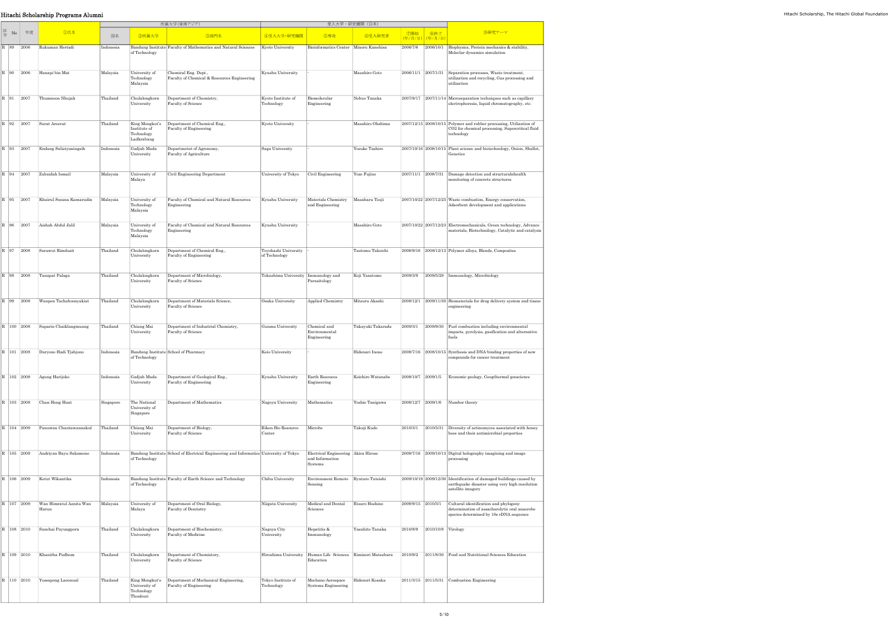# Hitachi Scholarship Programs Alumni

| 区分 | No | 年度 | ①氏名 | 所属大学(東南アジア) | | | 受入大学・研究機関（日本） | | | | | ⑨研究テーマ |
|---|---|---|---|---|---|---|---|---|---|---|---|---|
| | | | | 国名 | ②所属大学 | ③部門名 | ④受入大学・研究機関 | ⑤専攻 | ⑥受入研究者 | ⑦開始(年/月/日) | ⑧終了(年/月/日) | |
| R | 89 | 2006 | Rukuman Hertadi | Indonesia | Bandung Institute of Technology | Faculty of Mathematics and Natural Sciences | Kyoto University | Bioinformatics Center | Minoru Kanehisa | 2006/7/6 | 2006/10/1 | Biophysics, Protein mechanics & stability, Molecular dynamics simulation |
| R | 90 | 2006 | Hanapi bin Mat | Malaysia | University of Technology Malaysia | Chemical Eng. Dept., Faculty of Chemical & Resources Engineering | Kyushu University | - | Masahiro Goto | 2006/11/1 | 2007/1/31 | Separation processes, Waste treatment, utilization and recycling, Gas processing and utilization |
| R | 91 | 2007 | Thumnoon Nhujak | Thailand | Chulalongkorn University | Department of Chemistry, Faculty of Science | Kyoto Institute of Technology | Biomolecular Engineering | Nobuo Tanaka | 2007/8/17 | 2007/11/14 | Microseparation techniques such as capillary electrophoresis, liquid chromatography, etc. |
| R | 92 | 2007 | Surat Areerat | Thailand | King Mongkut's Institute of Technology Ladkrabang | Department of Chemical Eng., Faculty of Engineering | Kyoto University | - | Masahiro Ohshima | 2007/12/15 | 2008/10/15 | Polymer and rubber processing, Utilization of CO2 for chemical processing, Supercritical fluid technology |
| R | 93 | 2007 | Endang Sulistyaningsih | Indonesia | Gadjah Mada University | Departmetnt of Agronomy, Faculty of Agriculture | Saga University | - | Yosuke Tashiro | 2007/10/16 | 2008/10/15 | Plant science and biotechnology, Onion, Shallot, Genetics |
| R | 94 | 2007 | Zubaidah Ismail | Malaysia | University of Malaya | Civil Engineering Department | University of Tokyo | Civil Engineering | Yozo Fujino | 2007/11/1 | 2008/7/31 | Damage detection and structuralnhealth monitoring of concrete structures |
| R | 95 | 2007 | Khairul Sozana Kamarudin | Malaysia | University of Technology Malaysia | Faculty of Chemical and Natural Resources Engineering | Kyushu University | Materials Chemistry and Engineering | Masaharu Tsuji | 2007/10/22 | 2007/12/23 | Waste combustion, Energy conservation, Adsorbent development and applications |
| R | 96 | 2007 | Aishah Abdul Jalil | Malaysia | University of Technology Malaysia | Faculty of Chemical and Natural Resources Engineering | Kyushu University | - | Masahiro Goto | 2007/10/22 | 2007/12/23 | Electromechanicals, Green technology, Advance materials, Biotechnology, Catalytic and catalysis |
| R | 97 | 2008 | Sarawut Rimdusit | Thailand | Chulalongkorn University | Department of Chemical Eng., Faculty of Engineering | Toyohashi University of Technology | - | Tsutomu Takeichi | 2008/9/16 | 2008/12/13 | Polymer alloys, Blends, Composites |
| R | 98 | 2008 | Tanapat Palaga | Thailand | Chulalongkorn University | Department of Microbiology, Faculty of Science | Tokushima University | Immunology and Parasitology | Koji Yasutomo | 2009/3/9 | 2009/5/29 | Immunology, Microbiology |
| R | 99 | 2008 | Wanpen Tachaboonyakiat | Thailand | Chulalongkorn University | Department of Materials Science, Faculty of Science | Osaka University | Applied Chemistry | Mitsuru Akashi | 2008/12/1 | 2009/11/30 | Biomaterials for drug delivery system and tissue engineering |
| R | 100 | 2008 | Suparin Chaiklangmuang | Thailand | Chiang Mai University | Department of Industrial Chemistry, Faculty of Science | Gunma University | Chemical and Environmental Engineering | Takayuki Takarada | 2009/3/1 | 2009/9/30 | Fuel combustion including environmental impacts, pyrolysis, gasification and alternative fuels |
| R | 101 | 2008 | Daryono Hadi Tjahjono | Indonesia | Bandung Institute of Technology | School of Pharmacy | Keio University | - | Hidenari Inoue | 2008/7/16 | 2008/10/15 | Synthesis and DNA-binding properties of new compounds for cancer treatment |
| R | 102 | 2008 | Agung Harijoko | Indonesia | Gadjah Mada University | Department of Geological Eng., Faculty of Engineering | Kyushu University | Earth Resouces Engineering | Koichiro Watanabe | 2008/10/7 | 2009/1/5 | Economic geology, Geothermal geoscience |
| R | 103 | 2008 | Chan Heng Huat | Singapore | The National University of Singapore | Department of Mathematics | Nagoya University | Mathematics | Yoshio Tanigawa | 2008/12/7 | 2009/1/6 | Number theory |
| R | 104 | 2009 | Panuwan Chantawannakul | Thailand | Chiang Mai University | Department of Biology, Faculty of Science | Riken Bio Resource Center | Microbe | Takuji Kudo | 2010/3/1 | 2010/5/31 | Diversity of actinomyces associated with honey bees and their antimicrobial properties |
| R | 105 | 2009 | Andriyan Bayu Suksmono | Indonesia | Bandung Institute of Technology | School of Electrical Engineering and Informatics | University of Tokyo | Electrical Engineering and Information Systems | Akira Hirose | 2009/7/16 | 2009/10/13 | Digital holography imagining and image processing |
| R | 106 | 2009 | Ketut Wikantika | Indonesia | Bandung Institute of Technology | Faculty of Earth Science and Technology | Chiba University | Environment Remote Sensing | Ryutaro Tateishi | 2009/10/19 | 2009/12/30 | Identification of damaged buildings caused by earthquake disaster using very high resolution satellite imagery |
| R | 107 | 2009 | Wan Himratul Aznita Wan Harun | Malaysia | University of Malaya | Department of Oral Biology, Faculty of Dentistry | Niigata University | Medical and Dental Sciences | Etsuro Hoshino | 2009/9/15 | 2010/3/1 | Cultural identification and phylogeny determination of assacharolytic oral anaerobe species determined by 16s rDNA sequence |
| R | 108 | 2010 | Sunchai Payungporn | Thailand | Chulalongkorn University | Department of Biochemistry, Faculty of Medicine | Nagoya City University | Hepatitis & Immunology | Yasuhito Tanaka | 2010/8/9 | 2010/10/8 | Virology |
| R | 109 | 2010 | Khanitha Pudhom | Thailand | Chulalongkorn University | Department of Chemistry, Faculty of Science | Hiroshima University | Human Life Sciences Education | Kiminori Matsubara | 2010/9/2 | 2011/8/30 | Food and Nutritional Sciences Education |
| R | 110 | 2010 | Yossapong Laoonual | Thailand | King Mongkut's University of Technology Thonburi | Department of Mechanical Engineering, Faculty of Engineering | Tokyo Institute of Technology | Mechano-Aerospace Systems Engineering | Hidenori Kosaka | 2011/3/15 | 2011/5/31 | Combustion Engineering |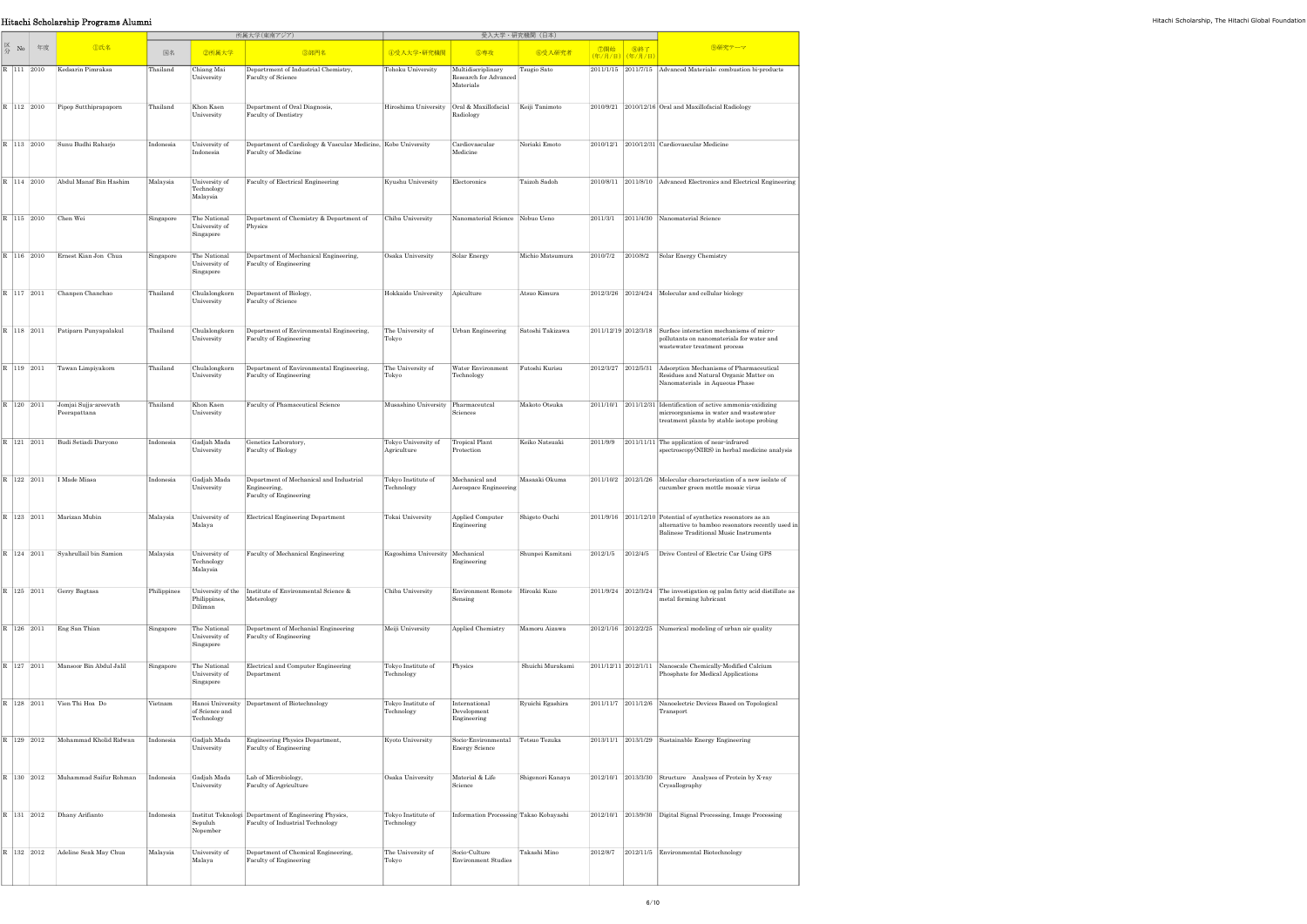| 区分 | No | 年度 | ①氏名 | 所属大学(東南アジア) | | | 受入大学・研究機関（日本） | | | | | ⑨研究テーマ |
|---|---|---|---|---|---|---|---|---|---|---|---|---|
| | | | | 国名 | ②所属大学 | ③部門名 | ④受入大学・研究機関 | ⑤専攻 | ⑥受入研究者 | ⑦開始(年/月/日) | ⑧終了(年/月/日) | |
| R | 111 | 2010 | Kedsarin Pimraksa | Thailand | Chiang Mai University | Department of Industrial Chemistry, Faculty of Science | Tohoku University | Multidisciplinary Research for Advanced Materials | Tsugio Sato | 2011/1/15 | 2011/7/15 | Advanced Materials: combustion bi-products |
| R | 112 | 2010 | Pipop Sutthiprapaporn | Thailand | Khon Kaen University | Department of Oral Diagnosis, Faculty of Dentistry | Hiroshima University | Oral & Maxillofacial Radiology | Keiji Tanimoto | 2010/9/21 | 2010/12/16 | Oral and Maxillofacial Radiology |
| R | 113 | 2010 | Sunu Budhi Raharjo | Indonesia | University of Indonesia | Department of Cardiology & Vascular Medicine, Faculty of Medicine | Kobe University | Cardiovascular Medicine | Noriaki Emoto | 2010/12/1 | 2010/12/31 | Cardiovascular Medicine |
| R | 114 | 2010 | Abdul Manaf Bin Hashim | Malaysia | University of Technology Malaysia | Faculty of Electrical Engineering | Kyushu University | Electronics | Taizoh Sadoh | 2010/8/11 | 2011/8/10 | Advanced Electronics and Electrical Engineering |
| R | 115 | 2010 | Chen Wei | Singapore | The National University of Singapore | Department of Chemistry & Department of Physics | Chiba University | Nanomaterial Science | Nobuo Ueno | 2011/3/1 | 2011/4/30 | Nanomaterial Science |
| R | 116 | 2010 | Ernest Kian Jon Chua | Singapore | The National University of Singapore | Department of Mechanical Engineering, Faculty of Engineering | Osaka University | Solar Energy | Michio Matsumura | 2010/7/2 | 2010/8/2 | Solar Energy Chemistry |
| R | 117 | 2011 | Chanpen Chanchao | Thailand | Chulalongkorn University | Department of Biology, Faculty of Science | Hokkaido University | Apiculture | Atsuo Kimura | 2012/3/26 | 2012/4/24 | Molecular and cellular biology |
| R | 118 | 2011 | Patiparn Punyapalakul | Thailand | Chulalongkorn University | Department of Environmental Engineering, Faculty of Engineering | The University of Tokyo | Urban Engineering | Satoshi Takizawa | 2011/12/19 | 2012/3/18 | Surface interaction mechanisms of micro-pollutants on nanomaterials for water and wastewater treatment process |
| R | 119 | 2011 | Tawan Limpiyakorn | Thailand | Chulalongkorn University | Department of Environmental Engineering, Faculty of Engineering | The University of Tokyo | Water Environment Technology | Futoshi Kurisu | 2012/3/27 | 2012/5/31 | Adsorption Mechanisms of Pharmaceutical Residues and Natural Organic Matter on Nanomaterials in Aqueous Phase |
| R | 120 | 2011 | Jomjai Sujja-areevath Peerapattana | Thailand | Khon Kaen University | Faculty of Phamaceutical Science | Musashino University | Pharmaceutcal Sciences | Makoto Otsuka | 2011/10/1 | 2011/12/31 | Identification of active ammonia-oxidizing microorganisms in water and wastewater treatment plants by stable isotope probing |
| R | 121 | 2011 | Budi Setiadi Daryono | Indonesia | Gadjah Mada University | Genetics Laboratory, Faculty of Biology | Tokyo University of Agriculture | Tropical Plant Protection | Keiko Natsuaki | 2011/9/9 | 2011/11/11 | The application of near-infrared spectroscopy(NIRS) in herbal medicine analysis |
| R | 122 | 2011 | I Made Miasa | Indonesia | Gadjah Mada University | Department of Mechanical and Industrial Engineering, Faculty of Engineering | Tokyo Institute of Technology | Mechanical and Aerospace Engineering | Masaaki Okuma | 2011/10/2 | 2012/1/26 | Molecular characterization of a new isolate of cucumber green mottle mosaic virus |
| R | 123 | 2011 | Marizan Mubin | Malaysia | University of Malaya | Electrical Engineering Department | Tokai University | Applied Computer Engineering | Shigeto Ouchi | 2011/9/16 | 2011/12/10 | Potential of synthetics resonators as an alternative to bamboo resonators recently used in Balinese Traditional Music Instruments |
| R | 124 | 2011 | Syahrullail bin Samion | Malaysia | University of Technology Malaysia | Faculty of Mechanical Engineering | Kagoshima University | Mechanical Engineering | Shunpei Kamitani | 2012/1/5 | 2012/4/5 | Drive Control of Electric Car Using GPS |
| R | 125 | 2011 | Gerry Bagtasa | Philippines | University of the Philippines, Diliman | Institute of Environmental Science & Meterology | Chiba University | Environment Remote Sensing | Hiroaki Kuze | 2011/9/24 | 2012/3/24 | The investigation og palm fatty acid distillate as metal forming lubricant |
| R | 126 | 2011 | Eng San Thian | Singapore | The National University of Singapore | Department of Mechanial Engineering Faculty of Engineering | Meiji University | Applied Chemistry | Mamoru Aizawa | 2012/1/16 | 2012/2/25 | Numerical modeling of urban air quality |
| R | 127 | 2011 | Mansoor Bin Abdul Jalil | Singapore | The National University of Singapore | Electrical and Computer Engineering Department | Tokyo Institute of Technology | Physics | Shuichi Murakami | 2011/12/11 | 2012/1/11 | Nanoscale Chemically-Modified Calcium Phosphate for Medical Applications |
| R | 128 | 2011 | Vien Thi Hoa Do | Vietnam | Hanoi University of Science and Technology | Department of Biotechnology | Tokyo Institute of Technology | International Development Engineering | Ryuichi Egashira | 2011/11/7 | 2011/12/6 | Nanoelectric Devices Based on Topological Transport |
| R | 129 | 2012 | Mohammad Kholid Ridwan | Indonesia | Gadjah Mada University | Engineering Physics Department, Faculty of Engineering | Kyoto University | Socio-Environmental Energy Science | Tetsuo Tezuka | 2013/11/1 | 2013/1/29 | Sustainable Energy Engineering |
| R | 130 | 2012 | Muhammad Saifur Rohman | Indonesia | Gadjah Mada University | Lab of Microbiology, Faculty of Agriculture | Osaka University | Material & Life Science | Shigenori Kanaya | 2012/10/1 | 2013/3/30 | Structure Analyses of Protein by X-ray Crysallography |
| R | 131 | 2012 | Dhany Arifianto | Indonesia | Institut Teknologi Sepuluh Nopember | Department of Engineering Physics, Faculty of Industrial Technology | Tokyo Institute of Technology | Information Prorcessing | Takao Kobayashi | 2012/10/1 | 2013/9/30 | Digital Signal Processing, Image Processing |
| R | 132 | 2012 | Adeline Seak May Chua | Malaysia | University of Malaya | Department of Chemical Engineering, Faculty of Engineering | The University of Tokyo | Socio-Culture Environment Studies | Takashi Mino | 2012/8/7 | 2012/11/5 | Environmental Biotechnology |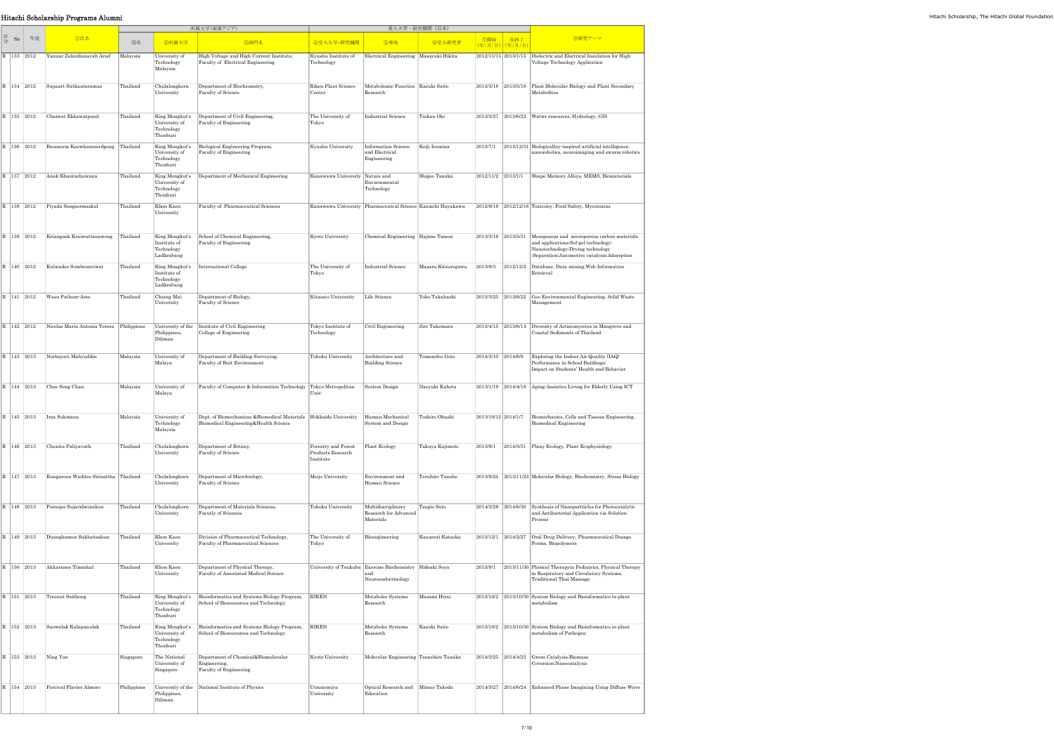| 区分 | No | 年度 | ①氏名 | 所属大学(東南アジア) | | | 受入大学・研究機関(日本) | | | | | ⑩研究テーマ |
|---|---|---|---|---|---|---|---|---|---|---|---|---|
| | | | | 国名 | ②所属大学 | ③部門名 | ④受入大学・研究機関 | ⑤専攻 | ⑥受入研究者 | ⑦開始(年/月/日) | ⑧終了(年/月/日) | |
| R | 133 | 2012 | Yanuar Zulardiansyah Arief | Malaysia | University of Technology Malaysia | High Voltage and High Current Institute, Faculty of Electrical Engineering | Kyushu Institute of Technology | Electrical Engineering | Masayuki Hikita | 2012/11/15 | 2013/1/15 | Dielectric and Electrical Insulation for High Voltage Technology Application |
| R | 134 | 2012 | Supaart Sirikantaramas | Thailand | Chulalongkorn University | Department of Biochemistry, Faculty of Science | Riken Plant Science Center | Metabolomic Function Research | Kazuki Saito | 2013/3/18 | 2013/5/18 | Plant Molecular Biology and Plant Secondary Metabolites |
| R | 135 | 2012 | Chaiwat Ekkawatpanit | Thailand | King Mongkut's University of Technology Thonburi | Department of Civil Engineering, Faculty of Engineering | The University of Tokyo | Industrial Science | Taikan Oki | 2013/3/27 | 2013/6/22 | Watwr ressources, Hydrology, GIS |
| R | 136 | 2012 | Boonserm Kaewkamnerdpong | Thailand | King Mongkut's University of Technology Thonburi | Biological Engineering Program, Faculty of Engineering | Kyushu University | Information Science and Electrical Engineering | Keiji Iramina | 2013/7/1 | 2013/12/31 | Biologicallyy-inspired artificial intelligence, nanorobotics, neuroimaging and swarm robotics |
| R | 137 | 2012 | Anak Khantachawana | Thailand | King Mongkut's University of Technology Thonburi | Department of Mechanical Engineering | Kanazawa University | Nature and Environmental Technology | Shigeo Tanaka | 2012/11/2 | 2013/1/1 | Shape Mamory Alloys, MEMS, Biomaterials |
| R | 138 | 2012 | Piyada Songsermsakul | Thailand | Khon Kaen University | Faculty of Pharmaceutical Sciences | Kanazawa University | Pharmaceutical Science | Kazuichi Hayakawa | 2012/9/19 | 2012/12/18 | Toxicoloy, Food Safety, Mycotoxins |
| R | 139 | 2012 | Kriangsak Kraiwattanawong | Thailand | King Mongkut's Institute of Technology Ladkrabang | School of Chemical Engineering, Faculty of Engineering | Kyoto University | Chemical Engineering | Hajime Tamon | 2013/3/16 | 2013/5/31 | Mesoporous and microporous carbon materials and applications:Sol-gel technology; Nanotechnology:Drying technology :Separation:Automotive catalysis:Adsorption |
| R | 140 | 2012 | Kulwadee Somboonviwat | Thailand | King Mongkut's Institute of Technology Ladkrabang | International College | The University of Tokyo | Industrial Science | Masaru Kitsuregawa | 2013/9/3 | 2012/12/2 | Database, Data mining,Web Information Retrieval |
| R | 141 | 2012 | Wasu Pathom-Aree | Thailand | Chiang Mai University | Department of Biology, Faculty of Science | Kitasato University | Life Science | Yoko Takahashi | 2013/3/25 | 2013/6/22 | Geo Environmental Engineering, Solid Waste Management |
| R | 142 | 2012 | Nicolas Maria Antonia Teresa | Philippines | University of the Philippines, Diliman | Institute of Civil Engineering College of Engineering | Tokyo Institute of Technology | Civil Engineering | Jiro Takemura | 2013/4/15 | 2013/6/14 | Diversity of Actinomycetes in Mangrove and Coastal Sediments of Thailand |
| R | 143 | 2013 | Norhayati Mahyuddin | Malaysia | University of Malaya | Department of Building Surveying, Faculty of Buit Environment | Tohoku University | Architecture and Building Science | Tomonobu Goto | 2014/3/10 | 2014/6/9 | Exploring the Indoor Air Quality (IAQ) Performance in School Buildings: Impact on Students' Health and Behavior |
| R | 144 | 2013 | Chee Seng Chan | Malaysia | University of Malaya | Faculty of Computer & Information Technology | Tokyo Metropolitan Univ. | System Design | Naoyuki Kubota | 2013/1/19 | 2014/4/18 | Aging-Assistive Living for Elderly Using ICT |
| R | 145 | 2013 | Irza Sukmana | Malaysia | University of Technology Malaysia | Dept. of Biomechanics &Biomedical Materials Biomedical Engineering&Health Science | Hokkaido University | Human Mechanical System and Design | Toshiro Ohashi | 2013/10/12 | 2014/1/7 | Biomechanics, Cells and Tissues Engineering, Biomedical Engineering |
| R | 146 | 2013 | Chanita Paliyavuth | Thailand | Chulalongkorn University | Department of Botany, Faculty of Science | Forestry and Forest Products Research Institute | Plant Ecology | Takuya Kajimoto | 2013/9/1 | 2014/3/31 | Plany Ecology, Plant Ecophysiology |
| R | 147 | 2013 | Rungaroon Waditee Sirisattha | Thailand | Chulalongkorn University | Department of Microbiology, Faculty of Science | Meijo University | Environment and Human Science | Teruhiro Tanabe | 2013/9/24 | 2013/11/23 | Molecular Biology, Biochemistry, Stress Biology |
| R | 148 | 2013 | Pornapa Sujaridworakun | Thailand | Chulalongkorn University | Department of Materials Sciences, Facutly of Sciences | Tohoku University | Multidisciplinary Research for Advanced Materials | Tsugio Sato | 2014/3/28 | 2014/6/30 | Synthesis of Nanoparticles for Photocatalytic and Antibacterial Application via Solution Process |
| R | 149 | 2013 | Duangkamon Sakloetsakun | Thailand | Khon Kaen University | Division of Pharmaceutical Technology, Faculty of Pharmaceutical Sciences | The University of Tokyo | Bioengineering | Kazunori Kataoka | 2013/12/1 | 2014/2/27 | Oral Drug Delivery, Pharmaceutical Dosage Forms, Biopolymers |
| R | 150 | 2013 | Akkaranee Timinkul | Thailand | Khon Kaen University | Department of Physical Therapy, Faculty of Associated Medical Science | University of Tsukuba | Exercise Biochemistry and Neuroendocrinology | Hideaki Soya | 2013/9/1 | 2013/11/30 | Phisical Therapyin Pediatrics, Physical Therapy in Respiratory and Circulatory Systems, Traditional Thai Massage |
| R | 151 | 2013 | Treenut Saithong | Thailand | King Mongkut's University of Technology Thonburi | Bioinformatics and Systems Biology Program, School of Bioresources and Technology | RIKEN | Metabolor Systems Research | Masami Hirai | 2013/10/2 | 2013/10/30 | System Biology and Bioinformatics in plant metabolism |
| R | 152 | 2013 | Saowalak Kalapanulak | Thailand | King Mongkut's University of Technology Thonburi | Bioinformatics and Systems Biology Program, School of Bioresources and Technology | RIKEN | Metabolor Systems Research | Kazuki Saito | 2013/10/2 | 2013/10/30 | System Biology and Bioinformatics in plant metabolism of Pathogen |
| R | 153 | 2013 | Ning Yan | Singapore | The National University of Singapore | Department of Chemical&Biomolecular Engineering, Faculty of Engineering | Kyoto University | Molecular Engineering | Tsunehiro Tanaka | 2014/3/25 | 2014/4/23 | Green Catalysis:Biomass Coversion:Nanocatalysis |
| R | 154 | 2013 | Percival Flavier Almoro | Philippines | University of the Philippines, Diliman | National Institute of Physics | Utsunomiya University | Optical Research and Education | Mitsuo Takeda | 2014/3/27 | 2014/6/24 | Enhanced Phase Imagining Using Diffuse Wave |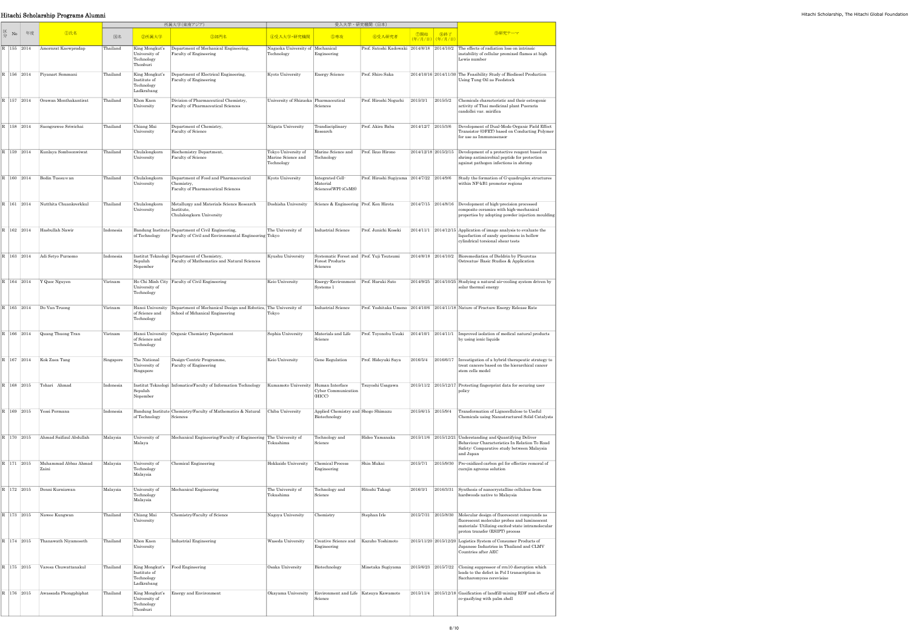# Hitachi Scholarship Programs Alumni

| 区分 | No | 年度 | ①氏名 | 所属大学(東南アジア) | | | 受入大学・研究機関(日本) | | | | | ⑨研究テーマ |
|---|---|---|---|---|---|---|---|---|---|---|---|---|
| | | | | 国名 | ②所属大学 | ③部門名 | ④受入大学・研究機関 | ⑤専攻 | ⑥受入研究者 | ⑦開始(年/月/日) | ⑧終了(年/月/日) | |
| R | 155 | 2014 | Amornrat Kaewpradap | Thailand | King Mongkut's University of Technology Thonburi | Department of Mechanical Engineering, Faculty of Engineering | Nagaoka University of Technology | Mechanical Engineering | Prof. Satoshi Kadowaki | 2014/8/18 | 2014/10/2 | The effects of radiation loss on intrinsic instability of cellular premixed flames at high Lewis number |
| R | 156 | 2014 | Piyanart Sommani | Thailand | King Mongkut's Institute of Technology Ladkrabang | Department of Electrical Engineering, Faculty of Engineering | Kyoto University | Energy Science | Prof. Shiro Saka | 2014/10/16 | 2014/11/30 | The Feasibility Study of Biodiesel Production Using Tung Oil as Feedstock |
| R | 157 | 2014 | Orawan Monthakantirat | Thailand | Khon Kaen University | Division of Pharmaceutical Chemistry, Faculty of Pharmaceutical Sciences | University of Shizuoka | Pharmaceutical Sciences | Prof. Hiroshi Noguchi | 2015/3/1 | 2015/5/2 | Chemicals characteristic and their estrogenic activity of Thai medicinal plant Pueraria candollei var. mirifica |
| R | 158 | 2014 | Saengrawee Sriwichai | Thailand | Chiang Mai University | Department of Chemistry, Faculty of Science | Niigata University | Trandisciplinary Research | Prof. Akira Baba | 2014/12/7 | 2015/3/6 | Development of Dual-Mode Organic Field Effect Transistor (OFET) based on Conducting Polymer for use as Immunosensor |
| R | 159 | 2014 | Kunlaya Somboonwiwat | Thailand | Chulalongkorn University | Biochemistry Department, Faculty of Science | Tokyo University of Marine Science and Technology | Marine Science and Technology | Prof. Ikuo Hirono | 2014/12/18 | 2015/2/15 | Development of a protective reagent based on shrimp antimicrobial peptide for protection against pathogen infections in shrimp |
| R | 160 | 2014 | Bodin Tuesuwan | Thailand | Chulalongkorn University | Department of Food and Pharmaceutical Chemistry, Faculty of Pharmaceutical Sciences | Kyoto University | Integrated Cell-Material Sciences(WPI-iCeMS) | Prof. Hiroshi Sugiyama | 2014/7/22 | 2014/9/6 | Study the formation of G-quadruplex structures within NF-kB1 promoter regions |
| R | 161 | 2014 | Nutthita Chuankrerkkul | Thailand | Chulalongkorn University | Metallurgy and Materials Science Research Institute, Chulalongkorn University | Doshisha University | Science & Engineering | Prof. Ken Hirota | 2014/7/15 | 2014/8/16 | Development of high-precision processed composite ceramics with high-mechanical properties by adopting powder injection moulding |
| R | 162 | 2014 | Hasbullah Nawir | Indonesia | Bandung Institute of Technology | Department of Civil Engineering, Faculty of Civil and Environmental Engineering | The University of Tokyo | Industrial Science | Prof. Junichi Koseki | 2014/11/1 | 2014/12/15 | Application of image analysis to evaluate the liquefaction of sandy specimens in hollow cylindrical torsional shear tests |
| R | 163 | 2014 | Adi Setyo Purnomo | Indonesia | Institut Teknologi Sepuluh Nopember | Department of Chemistry, Faculty of Mathematics and Natural Sciences | Kyushu University | Systematic Forest and Forest Products Sciences | Prof. Yuji Tsutsumi | 2014/8/18 | 2014/10/2 | Bioremediation of Dieldrin by Pleurotus Ostreatus: Basic Studies & Application |
| R | 164 | 2014 | Y Quoc Nguyen | Vietnam | Ho Chi Minh City University of Technology | Faculty of Civil Engineering | Keio University | Energy-Environment Systems 1 | Prof. Haruki Sato | 2014/9/25 | 2014/10/25 | Studying a natural air-cooling system driven by solar thermal energy |
| R | 165 | 2014 | Do Van Truong | Vietnam | Hanoi University of Science and Technology | Department of Mechanical Design and Robotics, School of Mechanical Engineering | The University of Tokyo | Industrial Science | Prof. Yoshitaka Umeno | 2014/10/6 | 2014/11/18 | Nature of Fracture Energy Release Rate |
| R | 166 | 2014 | Quang Thuong Tran | Vietnam | Hanoi University of Science and Technology | Organic Chemistry Department | Sophia University | Materials and Life Science | Prof. Toyonobu Usuki | 2014/10/1 | 2014/11/1 | Improved isolation of medical natural products by using ionic liquids |
| R | 167 | 2014 | Kok Zuea Tang | Singapore | The National University of Singapore | Design-Centric Programme, Faculty of Engineering | Keio University | Gene Regulation | Prof. Hideyuki Saya | 2016/5/4 | 2016/6/17 | Investigation of a hybrid therapeutic strategy to treat cancers based on the hierarchical cancer stem cells model |
| R | 168 | 2015 | Tohari Ahmad | Indonesia | Institut Teknologi Sepuluh Nopember | Infomatics/Faculty of Information Technology | Kumamoto University | Human Interface Cyber Communication (HICC) | Tsuyoshi Usagawa | 2015/11/2 | 2015/12/17 | Protecting fingerprint data for securing user policy |
| R | 169 | 2015 | Yessi Permana | Indonesia | Bandung Institute of Technology | Chemistry/Faculty of Mathematics & Natural Sciences | Chiba University | Applied Chemistry and Biotechnology | Shogo Shimazu | 2015/6/15 | 2015/9/4 | Transformation of Lignocellulose to Useful Chemicals using Nanostructured Solid Catalysts |
| R | 170 | 2015 | Ahmad Saifizul Abdullah | Malaysia | University of Malaya | Mechanical Engineering/Faculty of Engineering | The University of Tokushima | Technology and Science | Hideo Yamanaka | 2015/11/6 | 2015/12/21 | Understanding and Quantifying Deliver Behaviour Characteristics In Relation To Road Safety: Comparative study between Malaysia and Japan |
| R | 171 | 2015 | Muhammad Abbas Ahmad Zaini | Malaysia | University of Technology Malaysia | Chemical Engineering | Hokkaido University | Chemical Process Engineering | Shin Mukai | 2015/7/1 | 2015/9/30 | Pre-oxidized carbon gel for effective removal of curcjin agreous solution |
| R | 172 | 2015 | Denni Kurniawan | Malaysia | University of Technology Malaysia | Mechanical Engineering | The University of Tokushima | Technology and Science | Hitoshi Takagi | 2016/3/1 | 2016/3/31 | Synthesis of nanocrystalline cellulose from hardwoods native to Malaysia |
| R | 173 | 2015 | Nawee Kungwan | Thailand | Chiang Mai University | Chemistry/Faculty of Science | Nagoya University | Chemistry | Stephan Irle | 2015/7/31 | 2015/8/30 | Molecular design of fluorescent compounds as fluorescent molecular probes and luminescent materials: Utilizing excited-state intramolecular proton transfer (ESIPT) process |
| R | 174 | 2015 | Thanawath Niyamosoth | Thailand | Khon Kaen University | Industrial Engineering | Waseda University | Creative Science and Engineering | Kazuho Yoshimoto | 2015/11/20 | 2015/12/20 | Logistics System of Consumer Products of Japanese Industries in Thailand and CLMV Countries after AEC |
| R | 175 | 2015 | Varesa Chuwattanakul | Thailand | King Mongkut's Institute of Technology Ladkrabang | Food Engineering | Osaka University | Biotechnology | Minetaka Sugiyama | 2015/6/23 | 2015/7/22 | Cloning suppressor of rrn10 disruption which leads to the defect in Pol I transcription in Saccharomyces cerevisiae |
| R | 176 | 2015 | Awassada Phongphiphat | Thailand | King Mongkut's University of Technology Thonburi | Energy and Environment | Okayama University | Environment and Life Science | Katsuya Kawamoto | 2015/11/4 | 2015/12/18 | Gasification of landfill-mining RDF and effects of co-gasifying with palm shell |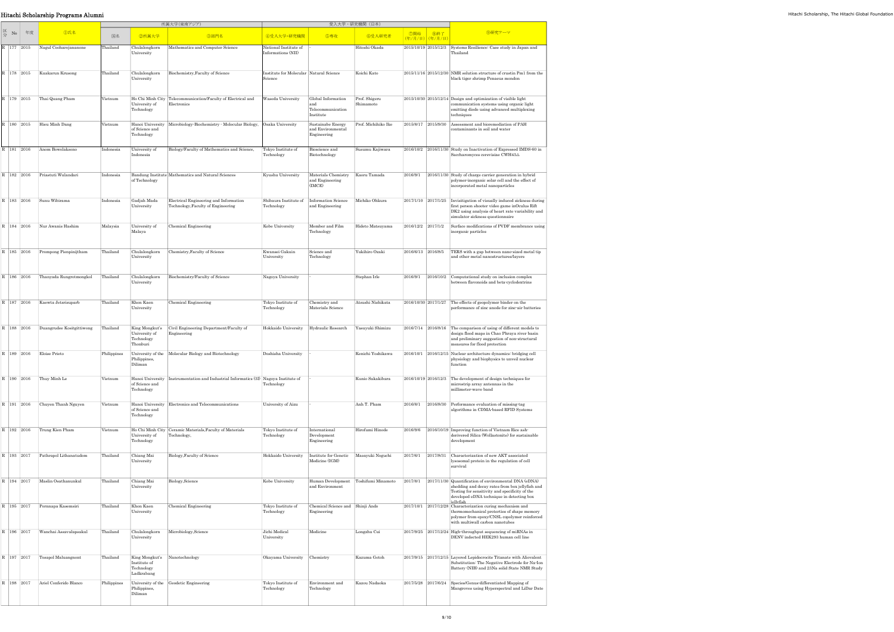# Hitachi Scholarship Programs Alumni

| 区分 | No | 年度 | ①氏名 | 所属大学(東南アジア) | | | 受入大学・研究機関（日本） | | | | | ⑨研究テーマ |
|---|---|---|---|---|---|---|---|---|---|---|---|---|
| | | | | 国名 | ②所属大学 | ③部門名 | ④受入大学・研究機関 | ⑤専攻 | ⑥受入研究者 | ⑦開始 (年/月/日) | ⑧終了 (年/月/日) | |
| R | 177 | 2015 | Nagul Cooharojananone | Thailand | Chulalongkorn University | Mathematics and Computer Science | National Institute of Informations (NII) | - | Hitoshi Okada | 2015/10/19 | 2015/12/3 | Systems Resilience: Case study in Japan and Thailand |
| R | 178 | 2015 | Kuakarun Krusong | Thailand | Chulalongkorn University | Biochemistry,Faculty of Science | Institute for Molecular Science | Natural Science | Koichi Kato | 2015/11/16 | 2015/12/30 | NMR solution structure of crustin Pm1 from the black tiger shrimp Penneus mondon |
| R | 179 | 2015 | Thai Quang Pham | Vietnam | Ho Chi Minh City University of Technology | Telecommunication/Faculty of Electrical and Electronics | Waseda University | Global Information and Telecommunication Institute | Prof. Shigeru Shimamoto | 2015/10/30 | 2015/12/14 | Design and optimization of visible light communication systems using organic light emitting diode using advanced multiplexing techniques |
| R | 180 | 2015 | Hieu Minh Dang | Vietnam | Hanoi University of Science and Technology | Microbiology-Biochemistry - Molecular Biology, | Osaka University | Sustainabe Energy and Environmental Engineering | Prof. Michihiko Ike | 2015/8/17 | 2015/9/30 | Assessment and bioremediation of PAH contaminants in soil and water |
| R | 181 | 2016 | Anom Bowolaksono | Indonesia | University of Indonesia | Biology/Faculty of Mathematics and Science, | Tokyo Institute of Technology | Bioscience and Biotechnology | Susumu Kajiwara | 2016/10/2 | 2016/11/30 | Study on Inactivation of Expressed IMDS-60 in Saccharomyces cerevisiae CWH43Δ |
| R | 182 | 2016 | Priastuti Wulandari | Indonesia | Bandung Institute of Technology | Mathematics and Natural Sciences | Kyushu University | Materials Chemistry and Engineering (IMCE) | Kaoru Tamada | 2016/9/1 | 2016/11/30 | Study of charge carrier generation in hybrid polymer-inorganic solar cell and the effect of incorporated metal nanoparticles |
| R | 183 | 2016 | Sunu Wibirama | Indonesia | Gadjah Mada University | Electrical Engineering and Information Technology,Faculty of Engineering | Shibaura Institute of Technology | Information Science and Engineering | Michiko Ohkura | 2017/1/10 | 2017/1/25 | Invisitigation of visually induced sickness during first person shooter video game inOculus Rift DK2 using analysis of heart rate variability and simulator sickness questionnaire |
| R | 184 | 2016 | Nur Awanis Hashim | Malaysia | University of Malaya | Chemical Engineering | Kobe University | Member and Film Technology | Hideto Matsuyama | 2016/12/2 | 2017/1/2 | Surface modifications of PVDF membrance using inorganic particles |
| R | 185 | 2016 | Prompong Pienpinijtham | Thailand | Chulalongkorn University | Chemistry,Faculty of Science | Kwansei Gakuin University | Science and Technology | Yukihiro Ozaki | 2016/6/13 | 2016/8/5 | TERS with a gap between nano-sized metal tip and other metal nanostructures/layers |
| R | 186 | 2016 | Thanyada Rungrotmongkol | Thailand | Chulalongkorn University | Biochemistry/Faculty of Science | Nagoya University | - | Stephan Irle | 2016/9/1 | 2016/10/2 | Computational study on inclusion complex between flavonoids and beta-cyclodextrins |
| R | 187 | 2016 | Kaewta Jetsrisuparb | Thailand | Khon Kaen University | Chemical Engineering | Tokyo Institute of Technology | Chemistry and Materials Science | Atsushi Nishikata | 2016/10/30 | 2017/1/27 | The effects of geopolymer binder on the performance of zinc anode for zinc-air batteries |
| R | 188 | 2016 | Duangrudee Kositgittiwong | Thailand | King Mongkut's University of Technology Thonburi | Civil Engineering Department/Faculty of Engineering | Hokkaido University | Hydraulic Research | Yasuyuki Shimizu | 2016/7/14 | 2016/8/16 | The comparison of using of different models to design flood maps in Chao Phraya river basin and preliminary suggestion of non-structural measures for flood protection |
| R | 189 | 2016 | Eloise Prieto | Philippines | University of the Philippines, Diliman | Molecular Biology and Biotechnology | Doshisha University | - | Kenichi Yoshikawa | 2016/10/1 | 2016/12/15 | Nuclear architecture dynamics: bridging cell physiology and biophysics to unveil nuclear function |
| R | 190 | 2016 | Thuy Minh Le | Vietnam | Hanoi University of Science and Technology | Instrumentation and Industrial Informatics (3I) | Nagoya Institute of Technology | - | Kunio Sakakibara | 2016/10/19 | 2016/12/3 | The development of design techniques for microstrip array antennas in the millimeter-wave band |
| R | 191 | 2016 | Chuyen Thanh Nguyen | Vietnam | Hanoi University of Science and Technology | Electronics and Telecommunications | University of Aizu | - | Anh T. Pham | 2016/8/1 | 2016/8/30 | Performance evaluation of missing-tag algorithms in CDMA-based RFID Systems |
| R | 192 | 2016 | Trung Kien Pham | Vietnam | Ho Chi Minh City University of Technology | Ceramic Materials,Faculty of Materials Technology, | Tokyo Institute of Technology | International Development Engineering | Hirofumi Hinode | 2016/9/6 | 2016/10/19 | Improving function of Vietnam Rice ash-derived Silica (Wollastonite) for sustainable development |
| R | 193 | 2017 | Pathrapol Lithanatudom | Thailand | Chiang Mai University | Biology,Faculty of Science | Hokkaido University | Institute for Genetic Medicine (IGM) | Masayuki Noguchi | 2017/6/1 | 2017/8/31 | Characterization of new AKT associated lysosomal protein in the regulation of cell survival |
| R | 194 | 2017 | Maslin Osathanunkul | Thailand | Chiang Mai University | Biology,Science | Kobe University | Human Development and Environment | Toshifumi Minamoto | 2017/8/1 | 2017/11/30 | Quantification of environmental DNA (eDNA) shedding and decay rates from box jellyfish and Testing for sensitivity and specificity of the developed eDNA technique in detecting box jellyfish |
| R | 195 | 2017 | Pornnapa Kasemsiri | Thailand | Khon Kaen University | Chemical Engineering | Tokyo Institute of Technology | Chemical Science and Engineering | Shinji Ando | 2017/10/1 | 2017/12/28 | Characterization curing mechanism and thermomechanical proterties of shape memory polymer from epoxy/CNSL copolymer reinforced with multiwall carbon nanotubes |
| R | 196 | 2017 | Wanchai Assavalapsakul | Thailand | Chulalongkorn University | Microbiology,Science | Jichi Medical University | Medicine | Longzhu Cui | 2017/9/25 | 2017/12/24 | High-throughput sequencing of miRNAs in DENV indected HEK293 human cell line |
| R | 197 | 2017 | Teeapol Maluangnont | Thailand | King Mongkut's Institute of Technology Ladkrabang | Nanotechnology | Okayama University | Chemistry | Kazuma Gotoh | 2017/9/15 | 2017/12/15 | Layered Lepidocrocite Titanate with Aliovalent Substitution: The Negative Electrode for Na-Ion Battery (NIB) and 23Na solid State NMR Study |
| R | 198 | 2017 | Ariel Conferido Blanco | Philippines | University of the Philippines, Diliman | Geodetic Engineering | Tokyo Institute of Technology | Environment and Technology | Kazou Nadaoka | 2017/5/28 | 2017/6/24 | Species/Genus-differentiated Mapping of Mangroves using Hyperspectral and LiDar Date |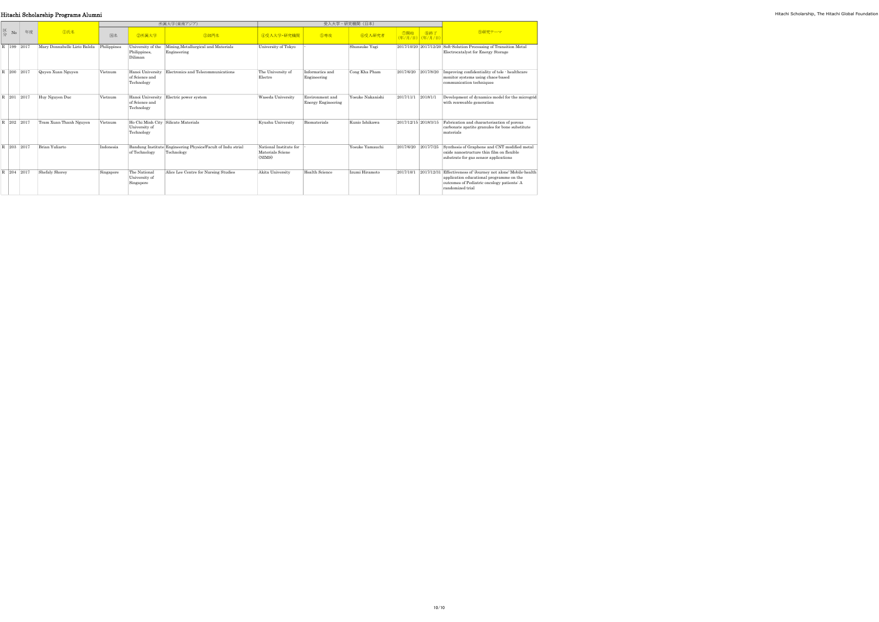# Hitachi Scholarship Programs Alumni

| 区分 | No | 年度 | ①氏名 | 所属大学(東南アジア) | | | 受入大学・研究機関(日本) | | | ⑦開始(年/月/日) | ⑧終了(年/月/日) | ⑨研究テーマ |
|---|---|---|---|---|---|---|---|---|---|---|---|---|
| | | | | 国名 | ②所属大学 | ③部門名 | ④受入大学・研究機関 | ⑤専攻 | ⑥受入研究者 | | | |
| R | 199 | 2017 | Mary Donnabelle Lirio Balela | Philippines | University of the Philippines, Diliman | Mining,Metallurgical and Materials Engineering | University of Tokyo | - | Shunsuke Yagi | 2017/10/20 | 2017/12/20 | Soft-Solution Processing of Transition Metal Electrocatalyst for Energy Storage |
| R | 200 | 2017 | Quyen Xuan Nguyen | Vietnam | Hanoi University of Science and Technology | Electronics and Telecommunications | The University of Electro | Informatics and Engineering | Cong Kha Pham | 2017/6/20 | 2017/8/20 | Improving confidentiality of tele - healthcare monitor systems using chaos-based communication techniques |
| R | 201 | 2017 | Huy Nguyen Duc | Vietnam | Hanoi University of Science and Technology | Electric power system | Waseda University | Environment and Energy Engineering | Yosuke Nakanishi | 2017/11/1 | 2018/1/1 | Development of dynamics model for the microgrid with renweable generation |
| R | 202 | 2017 | Tram Xuan Thanh Nguyen | Vietnam | Ho Chi Minh City University of Technology | Silicate Materials | Kyushu University | Biomaterials | Kunio Ishikawa | 2017/12/15 | 2018/3/15 | Fabrication and characterisation of porous carbonate apatite granules for bone substitute materials |
| R | 203 | 2017 | Brian Yuliarto | Indonesia | Bandung Institute of Technology | Engineering Physics/Facult of Indu strial Technology | National Institute for Materials Sciene (NIMS) | - | Yusuke Yamauchi | 2017/6/20 | 2017/7/25 | Synthesis of Graphene and CNT modified metal oxide nanostructure thin film on flexible substrate for gas sensor applications |
| R | 204 | 2017 | Shefaly Shorey | Singapore | The National University of Singapore | Alice Lee Centre for Nursing Studies | Akita University | Health Science | Izumi Hiramoto | 2017/10/1 | 2017/12/31 | Effectiveness of 'Journey not alone' Mobile-health application educational programme on the outcomes of Pediatric oncology patients: A randomized trial |